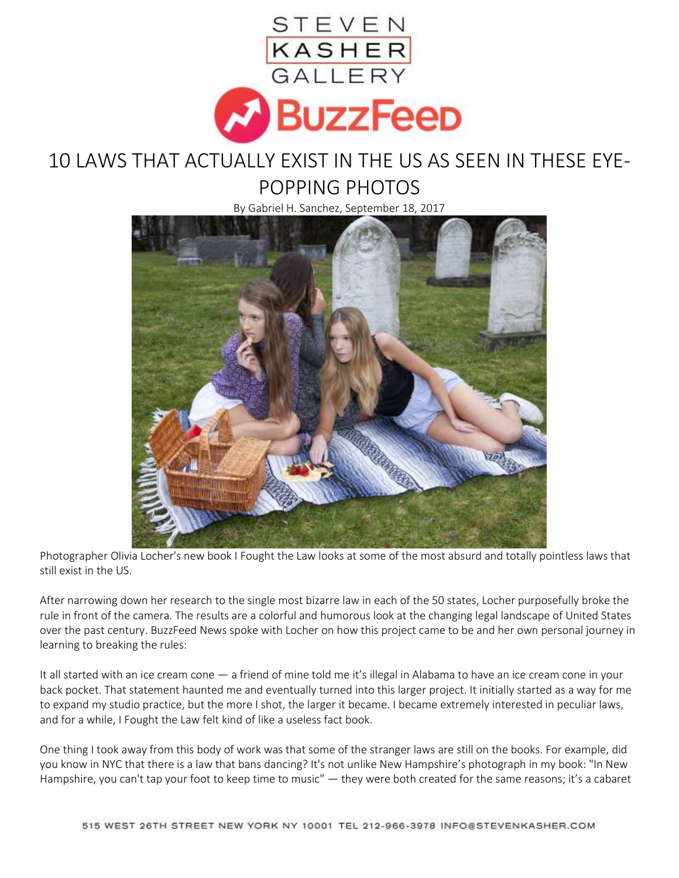STEVEN
KASHER
GALLERY

BuzzFeed

# 10 LAWS THAT ACTUALLY EXIST IN THE US AS SEEN IN THESE EYE-POPPING PHOTOS

By Gabriel H. Sanchez, September 18, 2017

Photographer Olivia Locher's new book I Fought the Law looks at some of the most absurd and totally pointless laws that still exist in the US.

After narrowing down her research to the single most bizarre law in each of the 50 states, Locher purposefully broke the rule in front of the camera. The results are a colorful and humorous look at the changing legal landscape of United States over the past century. BuzzFeed News spoke with Locher on how this project came to be and her own personal journey in learning to breaking the rules:

It all started with an ice cream cone — a friend of mine told me it's illegal in Alabama to have an ice cream cone in your back pocket. That statement haunted me and eventually turned into this larger project. It initially started as a way for me to expand my studio practice, but the more I shot, the larger it became. I became extremely interested in peculiar laws, and for a while, I Fought the Law felt kind of like a useless fact book.

One thing I took away from this body of work was that some of the stranger laws are still on the books. For example, did you know in NYC that there is a law that bans dancing? It's not unlike New Hampshire's photograph in my book: "In New Hampshire, you can't tap your foot to keep time to music" — they were both created for the same reasons; it's a cabaret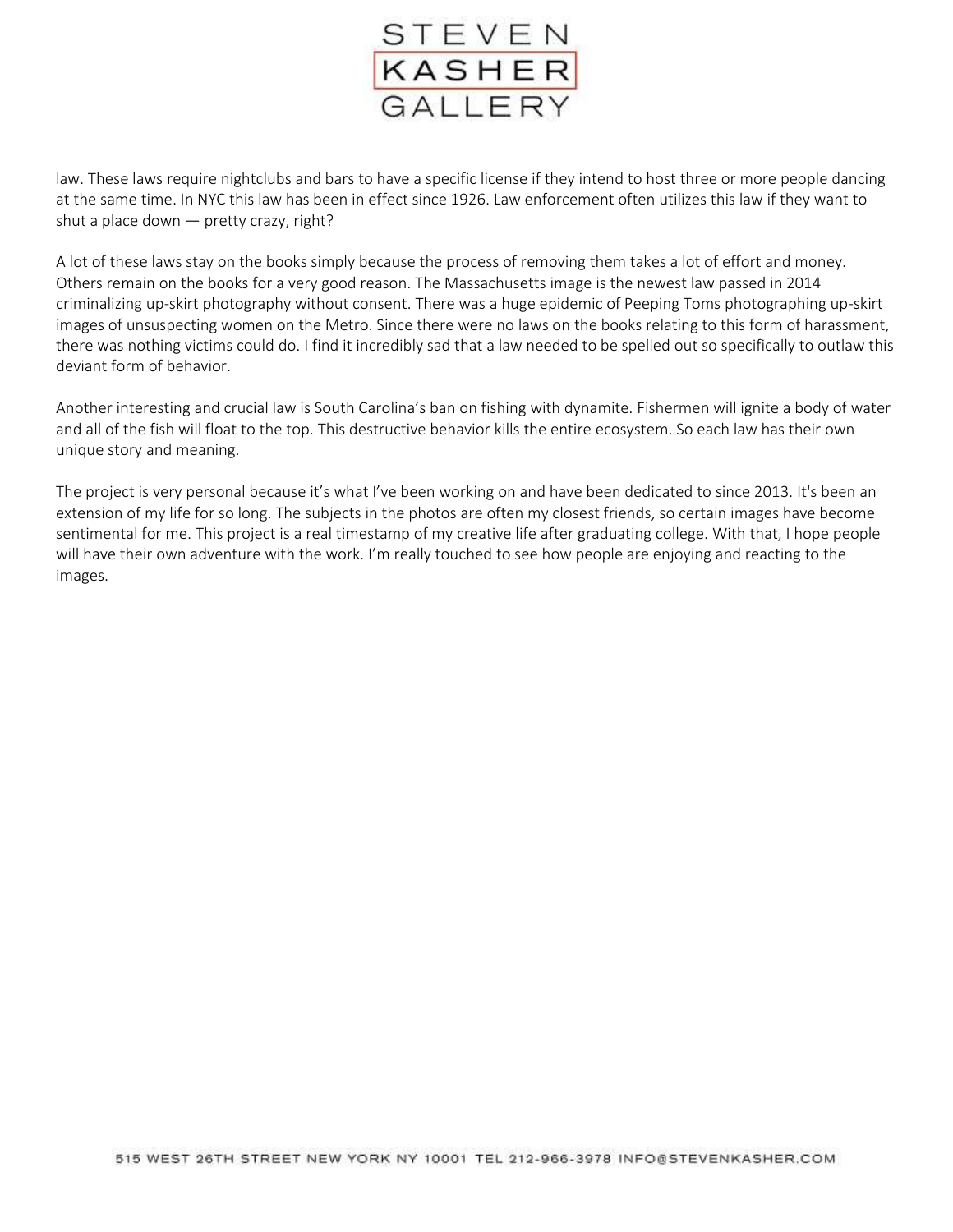law. These laws require nightclubs and bars to have a specific license if they intend to host three or more people dancing at the same time. In NYC this law has been in effect since 1926. Law enforcement often utilizes this law if they want to shut a place down — pretty crazy, right?

A lot of these laws stay on the books simply because the process of removing them takes a lot of effort and money. Others remain on the books for a very good reason. The Massachusetts image is the newest law passed in 2014 criminalizing up-skirt photography without consent. There was a huge epidemic of Peeping Toms photographing up-skirt images of unsuspecting women on the Metro. Since there were no laws on the books relating to this form of harassment, there was nothing victims could do. I find it incredibly sad that a law needed to be spelled out so specifically to outlaw this deviant form of behavior.

Another interesting and crucial law is South Carolina's ban on fishing with dynamite. Fishermen will ignite a body of water and all of the fish will float to the top. This destructive behavior kills the entire ecosystem. So each law has their own unique story and meaning.

The project is very personal because it's what I've been working on and have been dedicated to since 2013. It's been an extension of my life for so long. The subjects in the photos are often my closest friends, so certain images have become sentimental for me. This project is a real timestamp of my creative life after graduating college. With that, I hope people will have their own adventure with the work. I'm really touched to see how people are enjoying and reacting to the images.